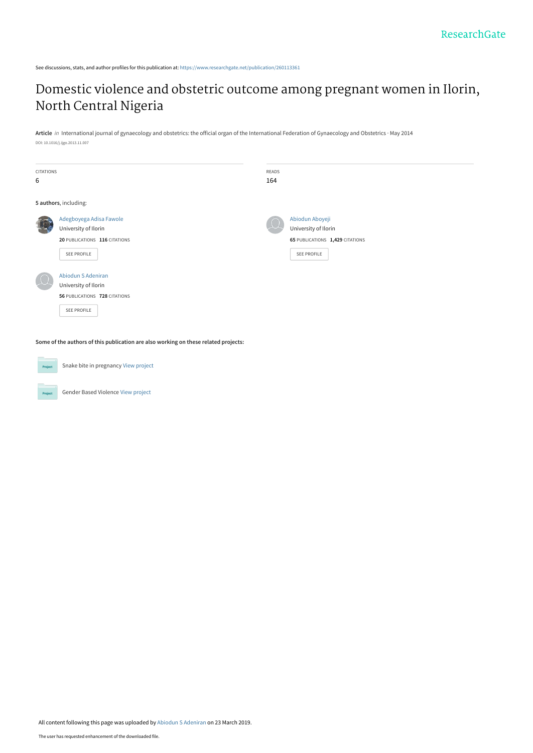See discussions, stats, and author profiles for this publication at: https://www.researchgate.net/publication/260113361

# Domestic violence and obstetric outcome among pregnant women in Ilorin, North Central Nigeria

**Article** *in* International journal of gynaecology and obstetrics: the official organ of the International Federation of Gynaecology and Obstetrics · May 2014

DOI: 10.1016/j.ijgo.2013.11.007

| CITATIONS | READS |
| --- | --- |
| 6 | 164 |

**5 authors**, including:

Adegboyega Adisa Fawole
University of Ilorin
**20** PUBLICATIONS **116** CITATIONS
SEE PROFILE

Abiodun Aboyeji
University of Ilorin
**65** PUBLICATIONS **1,429** CITATIONS
SEE PROFILE

Abiodun S Adeniran
University of Ilorin
**56** PUBLICATIONS **728** CITATIONS
SEE PROFILE

**Some of the authors of this publication are also working on these related projects:**

Snake bite in pregnancy View project

Gender Based Violence View project

All content following this page was uploaded by Abiodun S Adeniran on 23 March 2019.

The user has requested enhancement of the downloaded file.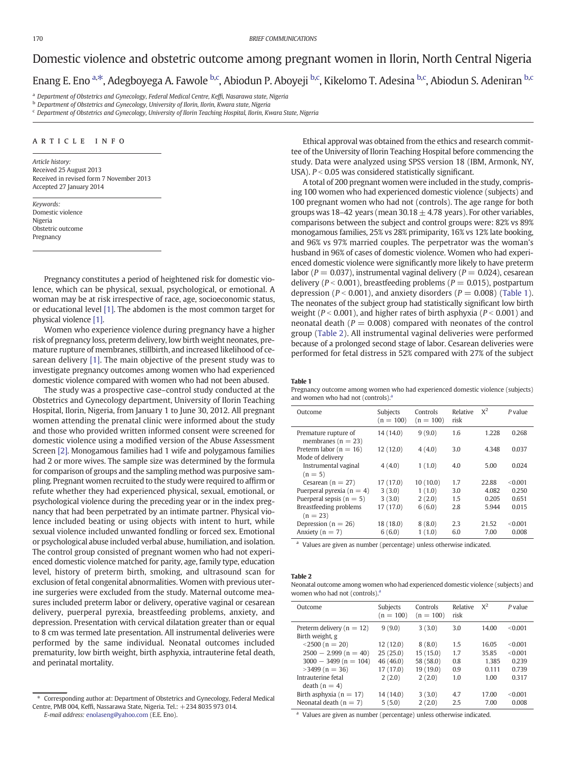# Domestic violence and obstetric outcome among pregnant women in Ilorin, North Central Nigeria

Enang E. Eno [a,*], Adegboyega A. Fawole [b,c], Abiodun P. Aboyeji [b,c], Kikelomo T. Adesina [b,c], Abiodun S. Adeniran [b,c]

[a] Department of Obstetrics and Gynecology, Federal Medical Centre, Keffi, Nasarawa state, Nigeria

[b] Department of Obstetrics and Gynecology, University of Ilorin, Ilorin, Kwara state, Nigeria

[c] Department of Obstetrics and Gynecology, University of Ilorin Teaching Hospital, Ilorin, Kwara State, Nigeria

## ARTICLE INFO

*Article history:*
Received 25 August 2013
Received in revised form 7 November 2013
Accepted 27 January 2014

*Keywords:*
Domestic violence
Nigeria
Obstetric outcome
Pregnancy

Pregnancy constitutes a period of heightened risk for domestic violence, which can be physical, sexual, psychological, or emotional. A woman may be at risk irrespective of race, age, socioeconomic status, or educational level [1]. The abdomen is the most common target for physical violence [1].

Women who experience violence during pregnancy have a higher risk of pregnancy loss, preterm delivery, low birth weight neonates, premature rupture of membranes, stillbirth, and increased likelihood of cesarean delivery [1]. The main objective of the present study was to investigate pregnancy outcomes among women who had experienced domestic violence compared with women who had not been abused.

The study was a prospective case–control study conducted at the Obstetrics and Gynecology department, University of Ilorin Teaching Hospital, Ilorin, Nigeria, from January 1 to June 30, 2012. All pregnant women attending the prenatal clinic were informed about the study and those who provided written informed consent were screened for domestic violence using a modified version of the Abuse Assessment Screen [2]. Monogamous families had 1 wife and polygamous families had 2 or more wives. The sample size was determined by the formula for comparison of groups and the sampling method was purposive sampling. Pregnant women recruited to the study were required to affirm or refute whether they had experienced physical, sexual, emotional, or psychological violence during the preceding year or in the index pregnancy that had been perpetrated by an intimate partner. Physical violence included beating or using objects with intent to hurt, while sexual violence included unwanted fondling or forced sex. Emotional or psychological abuse included verbal abuse, humiliation, and isolation. The control group consisted of pregnant women who had not experienced domestic violence matched for parity, age, family type, education level, history of preterm birth, smoking, and ultrasound scan for exclusion of fetal congenital abnormalities. Women with previous uterine surgeries were excluded from the study. Maternal outcome measures included preterm labor or delivery, operative vaginal or cesarean delivery, puerperal pyrexia, breastfeeding problems, anxiety, and depression. Presentation with cervical dilatation greater than or equal to 8 cm was termed late presentation. All instrumental deliveries were performed by the same individual. Neonatal outcomes included prematurity, low birth weight, birth asphyxia, intrauterine fetal death, and perinatal mortality.

Ethical approval was obtained from the ethics and research committee of the University of Ilorin Teaching Hospital before commencing the study. Data were analyzed using SPSS version 18 (IBM, Armonk, NY, USA). $P < 0.05$ was considered statistically significant.

A total of 200 pregnant women were included in the study, comprising 100 women who had experienced domestic violence (subjects) and 100 pregnant women who had not (controls). The age range for both groups was 18–42 years (mean $30.18 \pm 4.78$ years). For other variables, comparisons between the subject and control groups were: 82% vs 89% monogamous families, 25% vs 28% primiparity, 16% vs 12% late booking, and 96% vs 97% married couples. The perpetrator was the woman's husband in 96% of cases of domestic violence. Women who had experienced domestic violence were significantly more likely to have preterm labor ($P = 0.037$), instrumental vaginal delivery ($P = 0.024$), cesarean delivery ($P < 0.001$), breastfeeding problems ($P = 0.015$), postpartum depression ($P < 0.001$), and anxiety disorders ($P = 0.008$) (Table 1). The neonates of the subject group had statistically significant low birth weight ($P < 0.001$), and higher rates of birth asphyxia ($P < 0.001$) and neonatal death ($P = 0.008$) compared with neonates of the control group (Table 2). All instrumental vaginal deliveries were performed because of a prolonged second stage of labor. Cesarean deliveries were performed for fetal distress in 52% compared with 27% of the subject

**Table 1**
Pregnancy outcome among women who had experienced domestic violence (subjects) and women who had not (controls).[a]

| Outcome | Subjects (n = 100) | Controls (n = 100) | Relative risk | $X^2$ | P value |
|---|---|---|---|---|---|
| Premature rupture of membranes (n = 23) | 14 (14.0) | 9 (9.0) | 1.6 | 1.228 | 0.268 |
| Preterm labor (n = 16) | 12 (12.0) | 4 (4.0) | 3.0 | 4.348 | 0.037 |
| Mode of delivery | | | | | |
| Instrumental vaginal (n = 5) | 4 (4.0) | 1 (1.0) | 4.0 | 5.00 | 0.024 |
| Cesarean (n = 27) | 17 (17.0) | 10 (10.0) | 1.7 | 22.88 | <0.001 |
| Puerperal pyrexia (n = 4) | 3 (3.0) | 1 (1.0) | 3.0 | 4.082 | 0.250 |
| Puerperal sepsis (n = 5) | 3 (3.0) | 2 (2.0) | 1.5 | 0.205 | 0.651 |
| Breastfeeding problems (n = 23) | 17 (17.0) | 6 (6.0) | 2.8 | 5.944 | 0.015 |
| Depression (n = 26) | 18 (18.0) | 8 (8.0) | 2.3 | 21.52 | <0.001 |
| Anxiety (n = 7) | 6 (6.0) | 1 (1.0) | 6.0 | 7.00 | 0.008 |

[a] Values are given as number (percentage) unless otherwise indicated.

**Table 2**
Neonatal outcome among women who had experienced domestic violence (subjects) and women who had not (controls).[a]

| Outcome | Subjects (n = 100) | Controls (n = 100) | Relative risk | $X^2$ | P value |
|---|---|---|---|---|---|
| Preterm delivery (n = 12) | 9 (9.0) | 3 (3.0) | 3.0 | 14.00 | <0.001 |
| Birth weight, g | | | | | |
| <2500 (n = 20) | 12 (12.0) | 8 (8.0) | 1.5 | 16.05 | <0.001 |
| 2500 − 2.999 (n = 40) | 25 (25.0) | 15 (15.0) | 1.7 | 35.85 | <0.001 |
| 3000 − 3499 (n = 104) | 46 (46.0) | 58 (58.0) | 0.8 | 1.385 | 0.239 |
| >3499 (n = 36) | 17 (17.0) | 19 (19.0) | 0.9 | 0.111 | 0.739 |
| Intrauterine fetal death (n = 4) | 2 (2.0) | 2 (2.0) | 1.0 | 1.00 | 0.317 |
| Birth asphyxia (n = 17) | 14 (14.0) | 3 (3.0) | 4.7 | 17.00 | <0.001 |
| Neonatal death (n = 7) | 5 (5.0) | 2 (2.0) | 2.5 | 7.00 | 0.008 |

[a] Values are given as number (percentage) unless otherwise indicated.

\* Corresponding author at: Department of Obstetrics and Gynecology, Federal Medical Centre, PMB 004, Keffi, Nassarawa State, Nigeria. Tel.: +234 8035 973 014.
*E-mail address:* enolaseng@yahoo.com (E.E. Eno).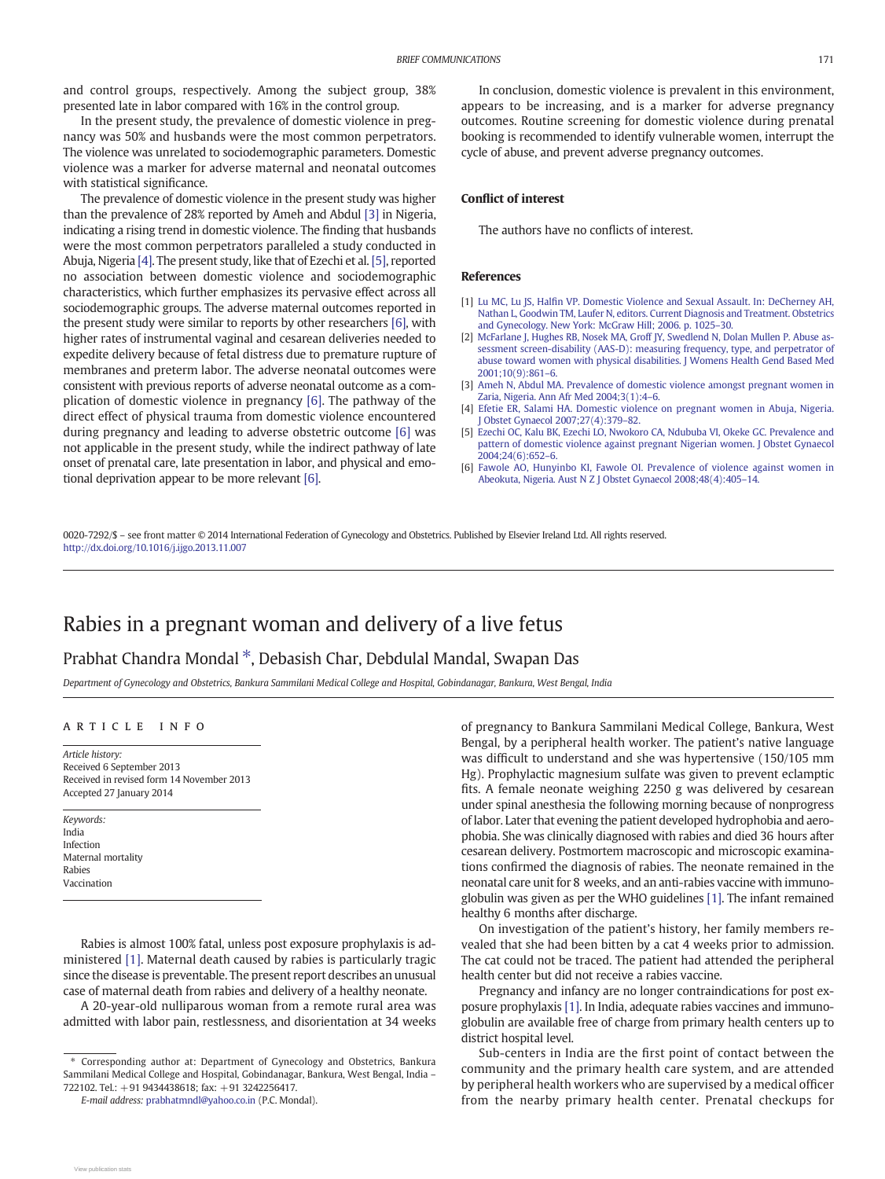and control groups, respectively. Among the subject group, 38% presented late in labor compared with 16% in the control group.

In the present study, the prevalence of domestic violence in pregnancy was 50% and husbands were the most common perpetrators. The violence was unrelated to sociodemographic parameters. Domestic violence was a marker for adverse maternal and neonatal outcomes with statistical significance.

The prevalence of domestic violence in the present study was higher than the prevalence of 28% reported by Ameh and Abdul [3] in Nigeria, indicating a rising trend in domestic violence. The finding that husbands were the most common perpetrators paralleled a study conducted in Abuja, Nigeria [4]. The present study, like that of Ezechi et al. [5], reported no association between domestic violence and sociodemographic characteristics, which further emphasizes its pervasive effect across all sociodemographic groups. The adverse maternal outcomes reported in the present study were similar to reports by other researchers [6], with higher rates of instrumental vaginal and cesarean deliveries needed to expedite delivery because of fetal distress due to premature rupture of membranes and preterm labor. The adverse neonatal outcomes were consistent with previous reports of adverse neonatal outcome as a complication of domestic violence in pregnancy [6]. The pathway of the direct effect of physical trauma from domestic violence encountered during pregnancy and leading to adverse obstetric outcome [6] was not applicable in the present study, while the indirect pathway of late onset of prenatal care, late presentation in labor, and physical and emotional deprivation appear to be more relevant [6].

In conclusion, domestic violence is prevalent in this environment, appears to be increasing, and is a marker for adverse pregnancy outcomes. Routine screening for domestic violence during prenatal booking is recommended to identify vulnerable women, interrupt the cycle of abuse, and prevent adverse pregnancy outcomes.

## Conflict of interest

The authors have no conflicts of interest.

## References

[1] Lu MC, Lu JS, Halfin VP. Domestic Violence and Sexual Assault. In: DeCherney AH, Nathan L, Goodwin TM, Laufer N, editors. Current Diagnosis and Treatment. Obstetrics and Gynecology. New York: McGraw Hill; 2006. p. 1025–30.

[2] McFarlane J, Hughes RB, Nosek MA, Groff JY, Swedlend N, Dolan Mullen P. Abuse assessment screen-disability (AAS-D): measuring frequency, type, and perpetrator of abuse toward women with physical disabilities. J Womens Health Gend Based Med 2001;10(9):861–6.

[3] Ameh N, Abdul MA. Prevalence of domestic violence amongst pregnant women in Zaria, Nigeria. Ann Afr Med 2004;3(1):4–6.

[4] Efetie ER, Salami HA. Domestic violence on pregnant women in Abuja, Nigeria. J Obstet Gynaecol 2007;27(4):379–82.

[5] Ezechi OC, Kalu BK, Ezechi LO, Nwokoro CA, Ndububa VI, Okeke GC. Prevalence and pattern of domestic violence against pregnant Nigerian women. J Obstet Gynaecol 2004;24(6):652–6.

[6] Fawole AO, Hunyinbo KI, Fawole OI. Prevalence of violence against women in Abeokuta, Nigeria. Aust N Z J Obstet Gynaecol 2008;48(4):405–14.

0020-7292/$ – see front matter © 2014 International Federation of Gynecology and Obstetrics. Published by Elsevier Ireland Ltd. All rights reserved.
http://dx.doi.org/10.1016/j.ijgo.2013.11.007

# Rabies in a pregnant woman and delivery of a live fetus

Prabhat Chandra Mondal *, Debasish Char, Debdulal Mandal, Swapan Das

*Department of Gynecology and Obstetrics, Bankura Sammilani Medical College and Hospital, Gobindanagar, Bankura, West Bengal, India*

ARTICLE INFO

*Article history:*
Received 6 September 2013
Received in revised form 14 November 2013
Accepted 27 January 2014

*Keywords:*
India
Infection
Maternal mortality
Rabies
Vaccination

Rabies is almost 100% fatal, unless post exposure prophylaxis is administered [1]. Maternal death caused by rabies is particularly tragic since the disease is preventable. The present report describes an unusual case of maternal death from rabies and delivery of a healthy neonate.

A 20-year-old nulliparous woman from a remote rural area was admitted with labor pain, restlessness, and disorientation at 34 weeks of pregnancy to Bankura Sammilani Medical College, Bankura, West Bengal, by a peripheral health worker. The patient's native language was difficult to understand and she was hypertensive (150/105 mm Hg). Prophylactic magnesium sulfate was given to prevent eclamptic fits. A female neonate weighing 2250 g was delivered by cesarean under spinal anesthesia the following morning because of nonprogress of labor. Later that evening the patient developed hydrophobia and aerophobia. She was clinically diagnosed with rabies and died 36 hours after cesarean delivery. Postmortem macroscopic and microscopic examinations confirmed the diagnosis of rabies. The neonate remained in the neonatal care unit for 8 weeks, and an anti-rabies vaccine with immunoglobulin was given as per the WHO guidelines [1]. The infant remained healthy 6 months after discharge.

On investigation of the patient's history, her family members revealed that she had been bitten by a cat 4 weeks prior to admission. The cat could not be traced. The patient had attended the peripheral health center but did not receive a rabies vaccine.

Pregnancy and infancy are no longer contraindications for post exposure prophylaxis [1]. In India, adequate rabies vaccines and immunoglobulin are available free of charge from primary health centers up to district hospital level.

Sub-centers in India are the first point of contact between the community and the primary health care system, and are attended by peripheral health workers who are supervised by a medical officer from the nearby primary health center. Prenatal checkups for

* Corresponding author at: Department of Gynecology and Obstetrics, Bankura Sammilani Medical College and Hospital, Gobindanagar, Bankura, West Bengal, India – 722102. Tel.: +91 9434438618; fax: +91 3242256417.

*E-mail address:* prabhatmndl@yahoo.co.in (P.C. Mondal).